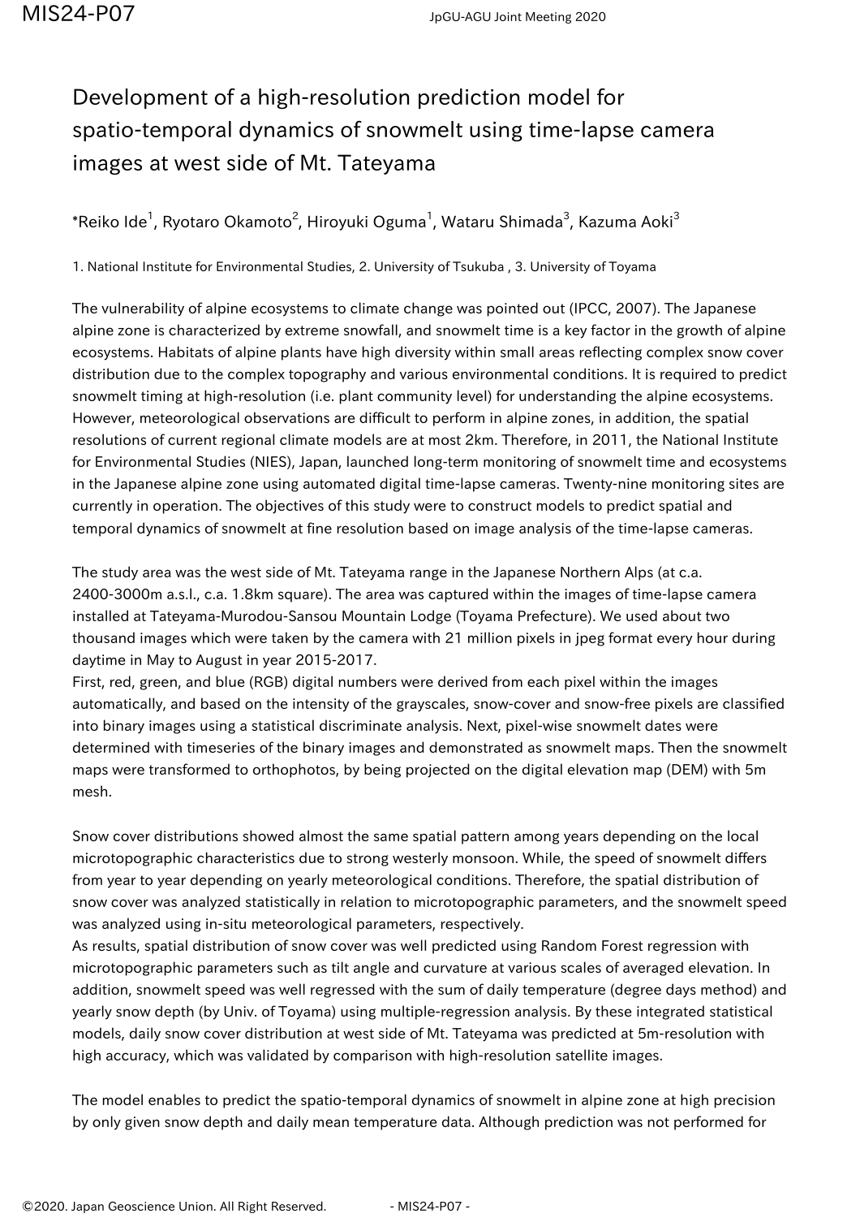# Development of a high-resolution prediction model for spatio-temporal dynamics of snowmelt using time-lapse camera images at west side of Mt. Tateyama

*Reiko Ide[1], Ryotaro Okamoto[2], Hiroyuki Oguma[1], Wataru Shimada[3], Kazuma Aoki[3]

1. National Institute for Environmental Studies, 2. University of Tsukuba , 3. University of Toyama

The vulnerability of alpine ecosystems to climate change was pointed out (IPCC, 2007). The Japanese alpine zone is characterized by extreme snowfall, and snowmelt time is a key factor in the growth of alpine ecosystems. Habitats of alpine plants have high diversity within small areas reflecting complex snow cover distribution due to the complex topography and various environmental conditions. It is required to predict snowmelt timing at high-resolution (i.e. plant community level) for understanding the alpine ecosystems. However, meteorological observations are difficult to perform in alpine zones, in addition, the spatial resolutions of current regional climate models are at most 2km. Therefore, in 2011, the National Institute for Environmental Studies (NIES), Japan, launched long-term monitoring of snowmelt time and ecosystems in the Japanese alpine zone using automated digital time-lapse cameras. Twenty-nine monitoring sites are currently in operation. The objectives of this study were to construct models to predict spatial and temporal dynamics of snowmelt at fine resolution based on image analysis of the time-lapse cameras.

The study area was the west side of Mt. Tateyama range in the Japanese Northern Alps (at c.a. 2400-3000m a.s.l., c.a. 1.8km square). The area was captured within the images of time-lapse camera installed at Tateyama-Murodou-Sansou Mountain Lodge (Toyama Prefecture). We used about two thousand images which were taken by the camera with 21 million pixels in jpeg format every hour during daytime in May to August in year 2015-2017.
First, red, green, and blue (RGB) digital numbers were derived from each pixel within the images automatically, and based on the intensity of the grayscales, snow-cover and snow-free pixels are classified into binary images using a statistical discriminate analysis. Next, pixel-wise snowmelt dates were determined with timeseries of the binary images and demonstrated as snowmelt maps. Then the snowmelt maps were transformed to orthophotos, by being projected on the digital elevation map (DEM) with 5m mesh.

Snow cover distributions showed almost the same spatial pattern among years depending on the local microtopographic characteristics due to strong westerly monsoon. While, the speed of snowmelt differs from year to year depending on yearly meteorological conditions. Therefore, the spatial distribution of snow cover was analyzed statistically in relation to microtopographic parameters, and the snowmelt speed was analyzed using in-situ meteorological parameters, respectively.
As results, spatial distribution of snow cover was well predicted using Random Forest regression with microtopographic parameters such as tilt angle and curvature at various scales of averaged elevation. In addition, snowmelt speed was well regressed with the sum of daily temperature (degree days method) and yearly snow depth (by Univ. of Toyama) using multiple-regression analysis. By these integrated statistical models, daily snow cover distribution at west side of Mt. Tateyama was predicted at 5m-resolution with high accuracy, which was validated by comparison with high-resolution satellite images.

The model enables to predict the spatio-temporal dynamics of snowmelt in alpine zone at high precision by only given snow depth and daily mean temperature data. Although prediction was not performed for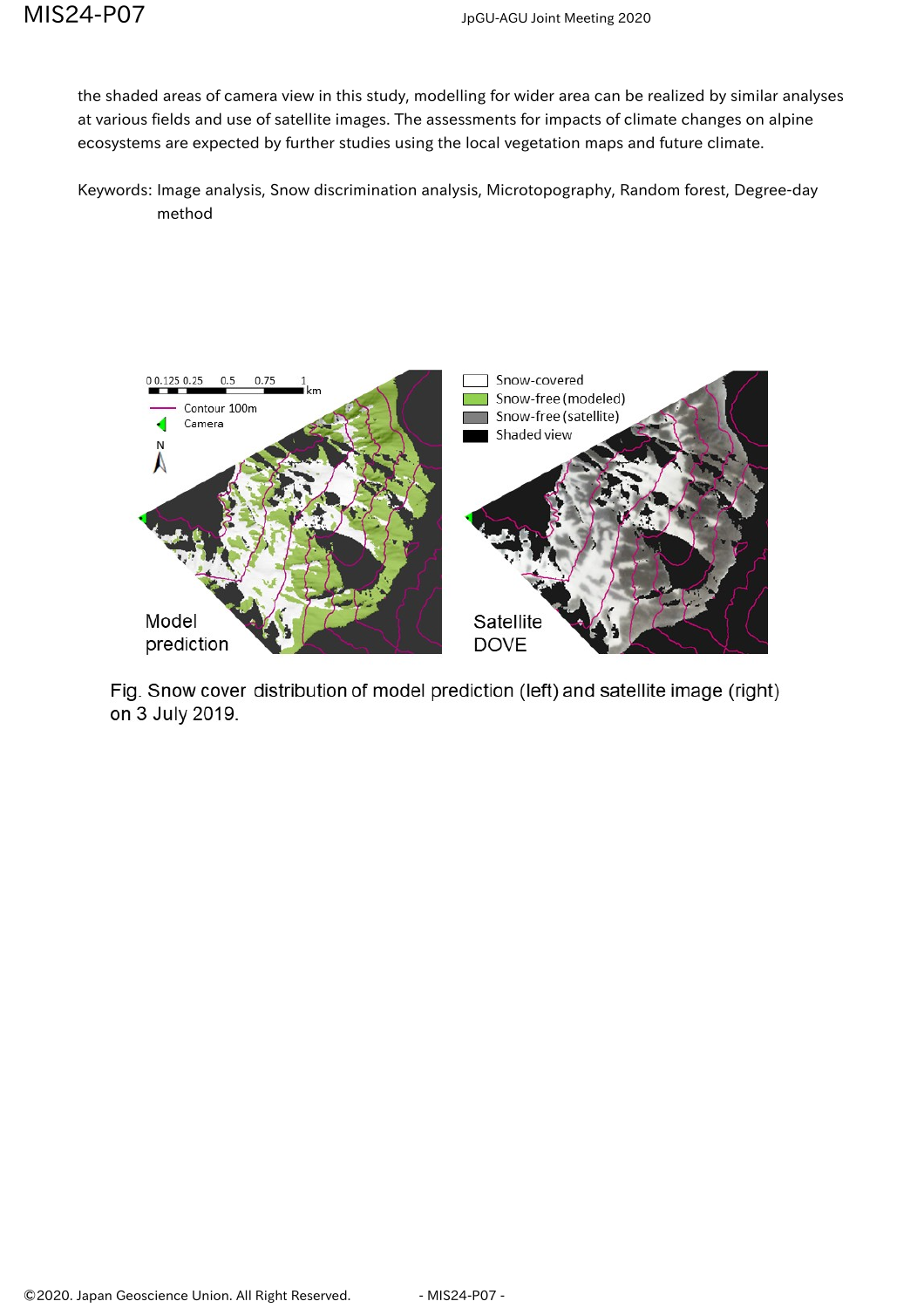the shaded areas of camera view in this study, modelling for wider area can be realized by similar analyses at various fields and use of satellite images. The assessments for impacts of climate changes on alpine ecosystems are expected by further studies using the local vegetation maps and future climate.

Keywords: Image analysis, Snow discrimination analysis, Microtopography, Random forest, Degree-day method

0 0.125 0.25 0.5 0.75 1 km

Contour 100m

Camera

N

Model prediction

Snow-covered

Snow-free (modeled)

Snow-free (satellite)

Shaded view

Satellite DOVE

Fig. Snow cover distribution of model prediction (left) and satellite image (right) on 3 July 2019.